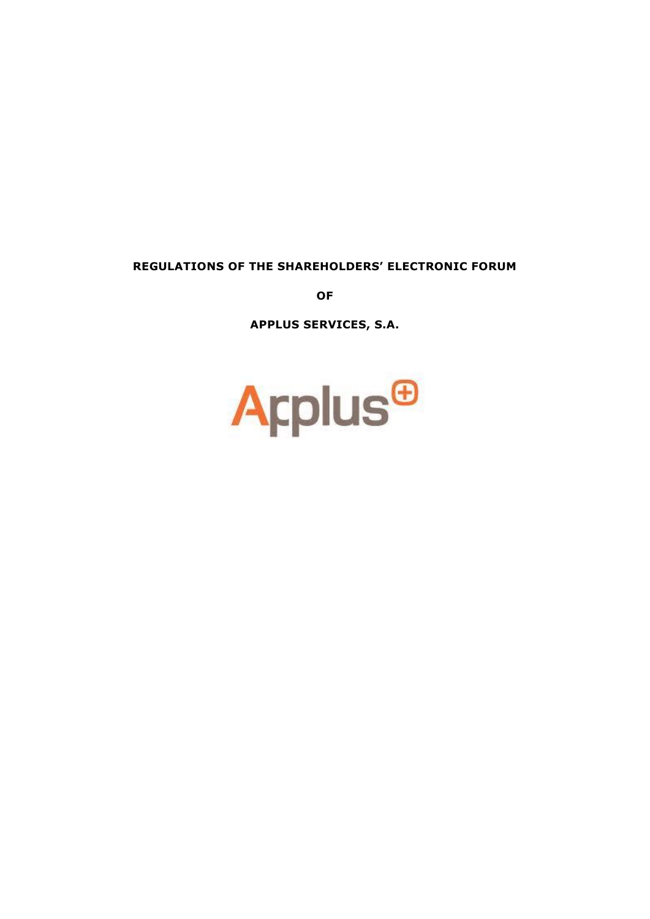# REGULATIONS OF THE SHAREHOLDERS' ELECTRONIC FORUM

**OF**

**APPLUS SERVICES, S.A.**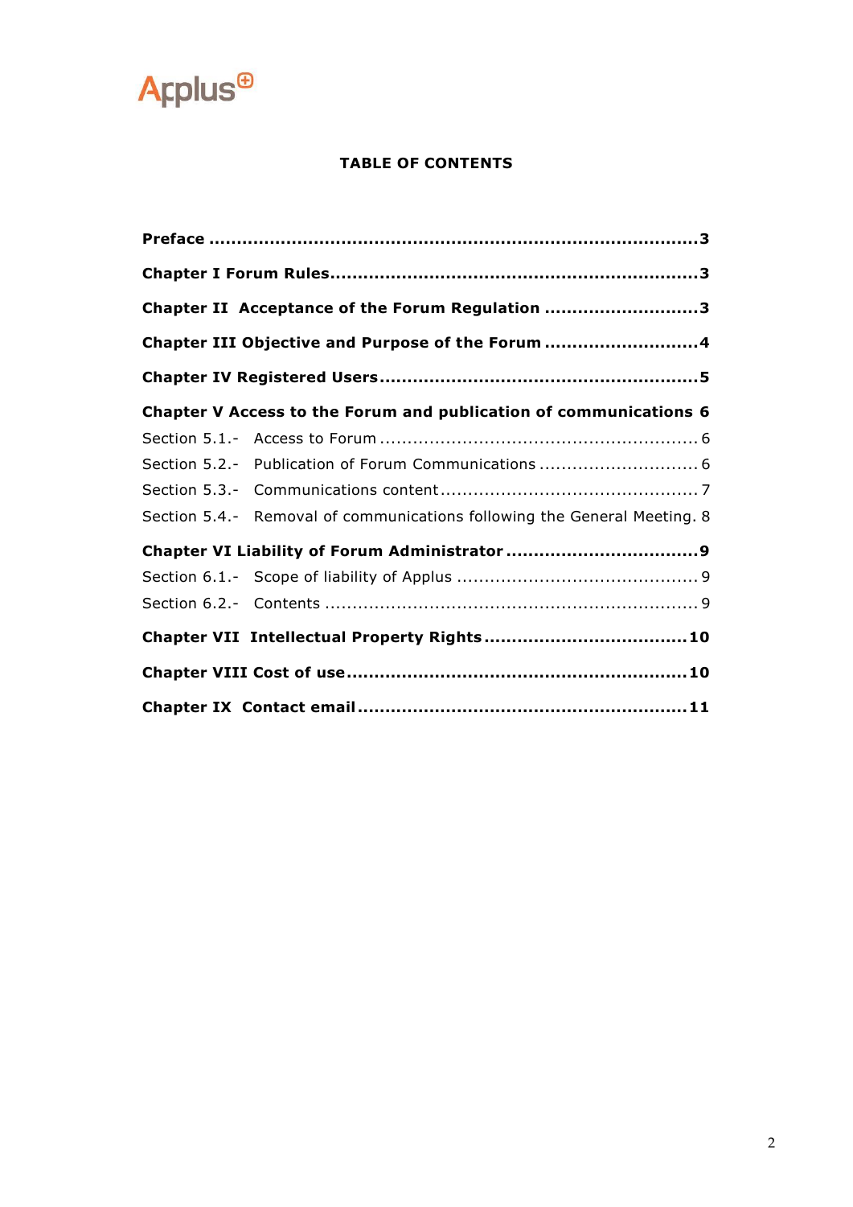Applus

## TABLE OF CONTENTS

**Preface** ......................................................................................... **3**

**Chapter I Forum Rules** ................................................................... **3**

**Chapter II Acceptance of the Forum Regulation** ............................ **3**

**Chapter III Objective and Purpose of the Forum** ............................ **4**

**Chapter IV Registered Users** .......................................................... **5**

**Chapter V Access to the Forum and publication of communications** **6**

Section 5.1.- Access to Forum ........................................................... 6

Section 5.2.- Publication of Forum Communications ............................. 6

Section 5.3.- Communications content ............................................... 7

Section 5.4.- Removal of communications following the General Meeting. 8

**Chapter VI Liability of Forum Administrator** ................................... **9**

Section 6.1.- Scope of liability of Applus ............................................ 9

Section 6.2.- Contents .................................................................... 9

**Chapter VII Intellectual Property Rights** ......................................... **10**

**Chapter VIII Cost of use** ................................................................. **10**

**Chapter IX Contact email** ............................................................... **11**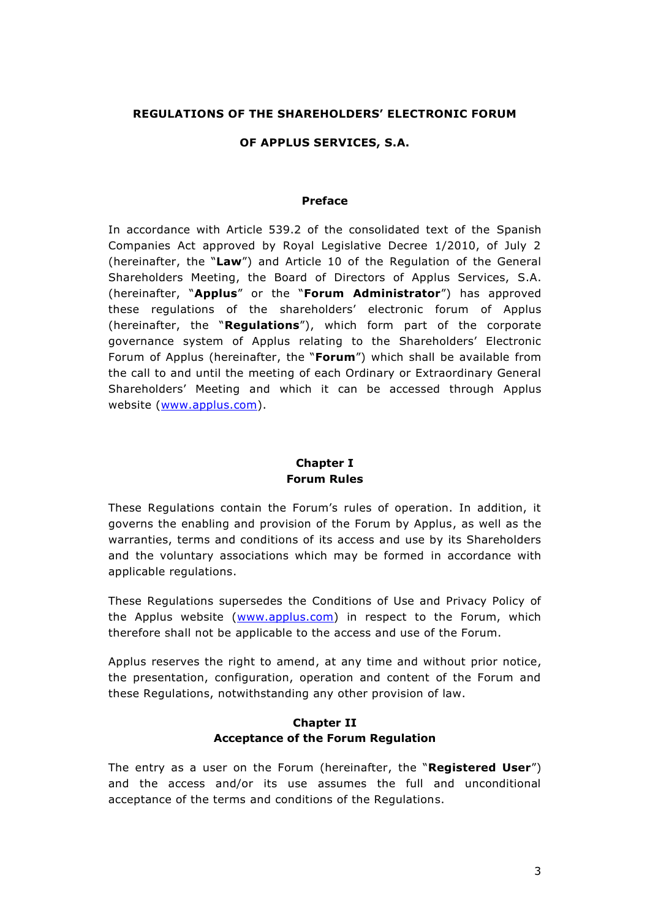**REGULATIONS OF THE SHAREHOLDERS' ELECTRONIC FORUM**

**OF APPLUS SERVICES, S.A.**

## Preface

In accordance with Article 539.2 of the consolidated text of the Spanish Companies Act approved by Royal Legislative Decree 1/2010, of July 2 (hereinafter, the "**Law**") and Article 10 of the Regulation of the General Shareholders Meeting, the Board of Directors of Applus Services, S.A. (hereinafter, "**Applus**" or the "**Forum Administrator**") has approved these regulations of the shareholders' electronic forum of Applus (hereinafter, the "**Regulations**"), which form part of the corporate governance system of Applus relating to the Shareholders' Electronic Forum of Applus (hereinafter, the "**Forum**") which shall be available from the call to and until the meeting of each Ordinary or Extraordinary General Shareholders' Meeting and which it can be accessed through Applus website (www.applus.com).

## Chapter I
## Forum Rules

These Regulations contain the Forum's rules of operation. In addition, it governs the enabling and provision of the Forum by Applus, as well as the warranties, terms and conditions of its access and use by its Shareholders and the voluntary associations which may be formed in accordance with applicable regulations.

These Regulations supersedes the Conditions of Use and Privacy Policy of the Applus website (www.applus.com) in respect to the Forum, which therefore shall not be applicable to the access and use of the Forum.

Applus reserves the right to amend, at any time and without prior notice, the presentation, configuration, operation and content of the Forum and these Regulations, notwithstanding any other provision of law.

## Chapter II
## Acceptance of the Forum Regulation

The entry as a user on the Forum (hereinafter, the "**Registered User**") and the access and/or its use assumes the full and unconditional acceptance of the terms and conditions of the Regulations.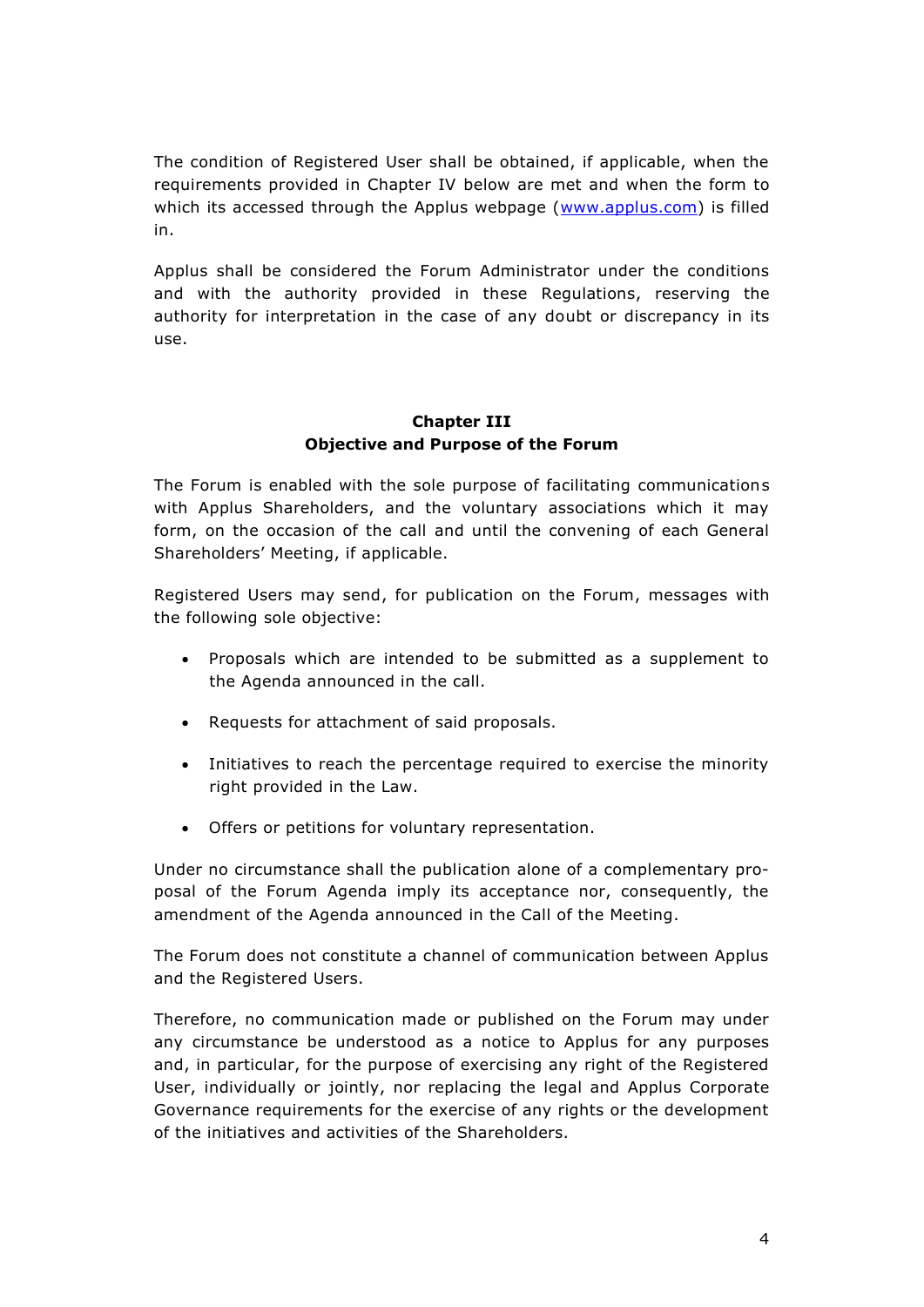The condition of Registered User shall be obtained, if applicable, when the requirements provided in Chapter IV below are met and when the form to which its accessed through the Applus webpage (www.applus.com) is filled in.

Applus shall be considered the Forum Administrator under the conditions and with the authority provided in these Regulations, reserving the authority for interpretation in the case of any doubt or discrepancy in its use.

## Chapter III
## Objective and Purpose of the Forum

The Forum is enabled with the sole purpose of facilitating communications with Applus Shareholders, and the voluntary associations which it may form, on the occasion of the call and until the convening of each General Shareholders' Meeting, if applicable.

Registered Users may send, for publication on the Forum, messages with the following sole objective:

- Proposals which are intended to be submitted as a supplement to the Agenda announced in the call.
- Requests for attachment of said proposals.
- Initiatives to reach the percentage required to exercise the minority right provided in the Law.
- Offers or petitions for voluntary representation.

Under no circumstance shall the publication alone of a complementary proposal of the Forum Agenda imply its acceptance nor, consequently, the amendment of the Agenda announced in the Call of the Meeting.

The Forum does not constitute a channel of communication between Applus and the Registered Users.

Therefore, no communication made or published on the Forum may under any circumstance be understood as a notice to Applus for any purposes and, in particular, for the purpose of exercising any right of the Registered User, individually or jointly, nor replacing the legal and Applus Corporate Governance requirements for the exercise of any rights or the development of the initiatives and activities of the Shareholders.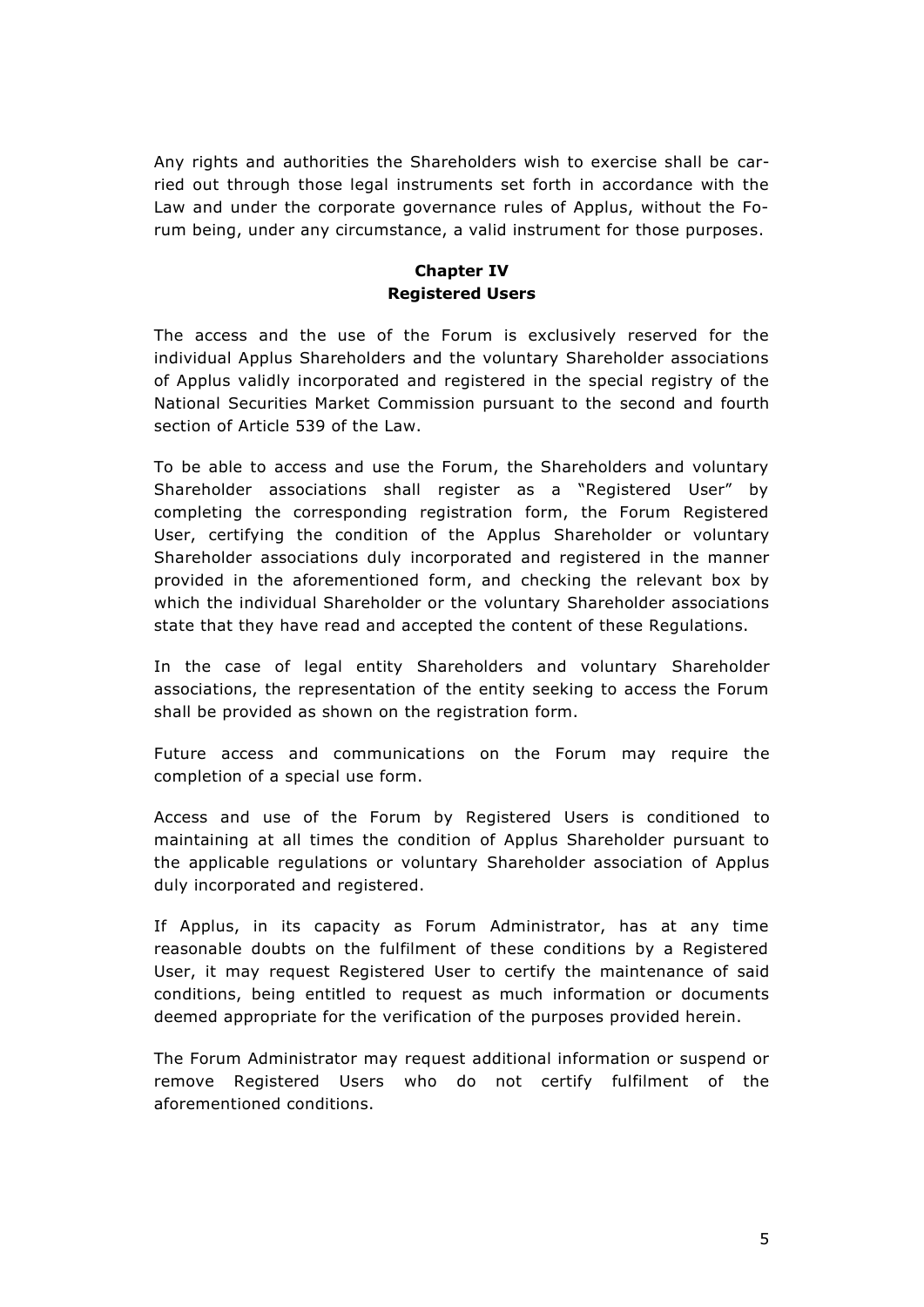Any rights and authorities the Shareholders wish to exercise shall be carried out through those legal instruments set forth in accordance with the Law and under the corporate governance rules of Applus, without the Forum being, under any circumstance, a valid instrument for those purposes.

## Chapter IV
## Registered Users

The access and the use of the Forum is exclusively reserved for the individual Applus Shareholders and the voluntary Shareholder associations of Applus validly incorporated and registered in the special registry of the National Securities Market Commission pursuant to the second and fourth section of Article 539 of the Law.

To be able to access and use the Forum, the Shareholders and voluntary Shareholder associations shall register as a "Registered User" by completing the corresponding registration form, the Forum Registered User, certifying the condition of the Applus Shareholder or voluntary Shareholder associations duly incorporated and registered in the manner provided in the aforementioned form, and checking the relevant box by which the individual Shareholder or the voluntary Shareholder associations state that they have read and accepted the content of these Regulations.

In the case of legal entity Shareholders and voluntary Shareholder associations, the representation of the entity seeking to access the Forum shall be provided as shown on the registration form.

Future access and communications on the Forum may require the completion of a special use form.

Access and use of the Forum by Registered Users is conditioned to maintaining at all times the condition of Applus Shareholder pursuant to the applicable regulations or voluntary Shareholder association of Applus duly incorporated and registered.

If Applus, in its capacity as Forum Administrator, has at any time reasonable doubts on the fulfilment of these conditions by a Registered User, it may request Registered User to certify the maintenance of said conditions, being entitled to request as much information or documents deemed appropriate for the verification of the purposes provided herein.

The Forum Administrator may request additional information or suspend or remove Registered Users who do not certify fulfilment of the aforementioned conditions.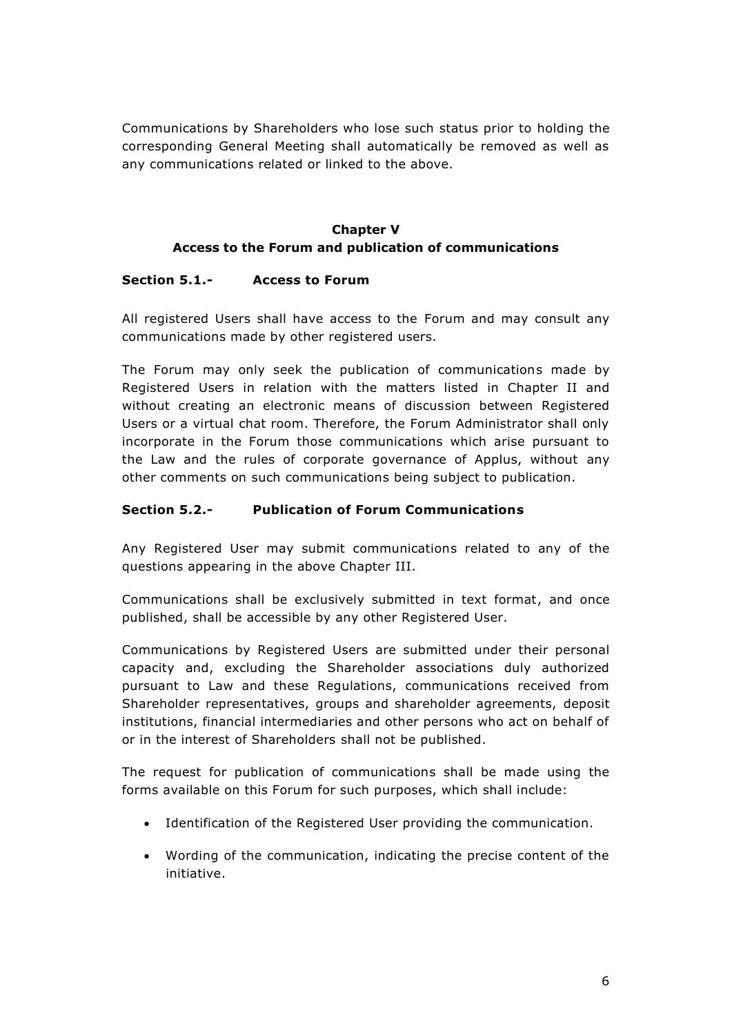Communications by Shareholders who lose such status prior to holding the corresponding General Meeting shall automatically be removed as well as any communications related or linked to the above.

## Chapter V
## Access to the Forum and publication of communications

### Section 5.1.- Access to Forum

All registered Users shall have access to the Forum and may consult any communications made by other registered users.

The Forum may only seek the publication of communications made by Registered Users in relation with the matters listed in Chapter II and without creating an electronic means of discussion between Registered Users or a virtual chat room. Therefore, the Forum Administrator shall only incorporate in the Forum those communications which arise pursuant to the Law and the rules of corporate governance of Applus, without any other comments on such communications being subject to publication.

### Section 5.2.- Publication of Forum Communications

Any Registered User may submit communications related to any of the questions appearing in the above Chapter III.

Communications shall be exclusively submitted in text format, and once published, shall be accessible by any other Registered User.

Communications by Registered Users are submitted under their personal capacity and, excluding the Shareholder associations duly authorized pursuant to Law and these Regulations, communications received from Shareholder representatives, groups and shareholder agreements, deposit institutions, financial intermediaries and other persons who act on behalf of or in the interest of Shareholders shall not be published.

The request for publication of communications shall be made using the forms available on this Forum for such purposes, which shall include:

- Identification of the Registered User providing the communication.
- Wording of the communication, indicating the precise content of the initiative.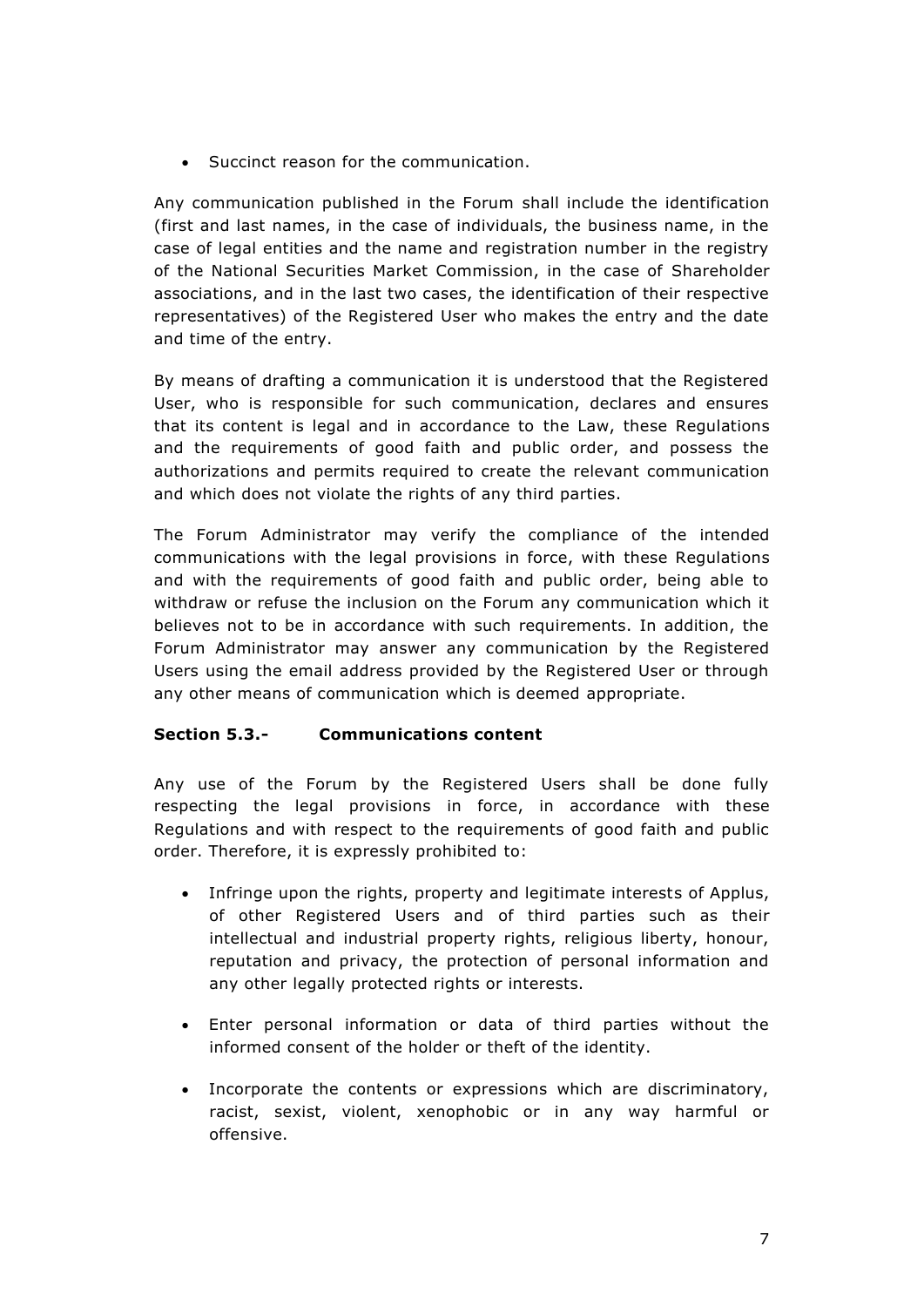- Succinct reason for the communication.

Any communication published in the Forum shall include the identification (first and last names, in the case of individuals, the business name, in the case of legal entities and the name and registration number in the registry of the National Securities Market Commission, in the case of Shareholder associations, and in the last two cases, the identification of their respective representatives) of the Registered User who makes the entry and the date and time of the entry.

By means of drafting a communication it is understood that the Registered User, who is responsible for such communication, declares and ensures that its content is legal and in accordance to the Law, these Regulations and the requirements of good faith and public order, and possess the authorizations and permits required to create the relevant communication and which does not violate the rights of any third parties.

The Forum Administrator may verify the compliance of the intended communications with the legal provisions in force, with these Regulations and with the requirements of good faith and public order, being able to withdraw or refuse the inclusion on the Forum any communication which it believes not to be in accordance with such requirements. In addition, the Forum Administrator may answer any communication by the Registered Users using the email address provided by the Registered User or through any other means of communication which is deemed appropriate.

**Section 5.3.- Communications content**

Any use of the Forum by the Registered Users shall be done fully respecting the legal provisions in force, in accordance with these Regulations and with respect to the requirements of good faith and public order. Therefore, it is expressly prohibited to:

- Infringe upon the rights, property and legitimate interests of Applus, of other Registered Users and of third parties such as their intellectual and industrial property rights, religious liberty, honour, reputation and privacy, the protection of personal information and any other legally protected rights or interests.
- Enter personal information or data of third parties without the informed consent of the holder or theft of the identity.
- Incorporate the contents or expressions which are discriminatory, racist, sexist, violent, xenophobic or in any way harmful or offensive.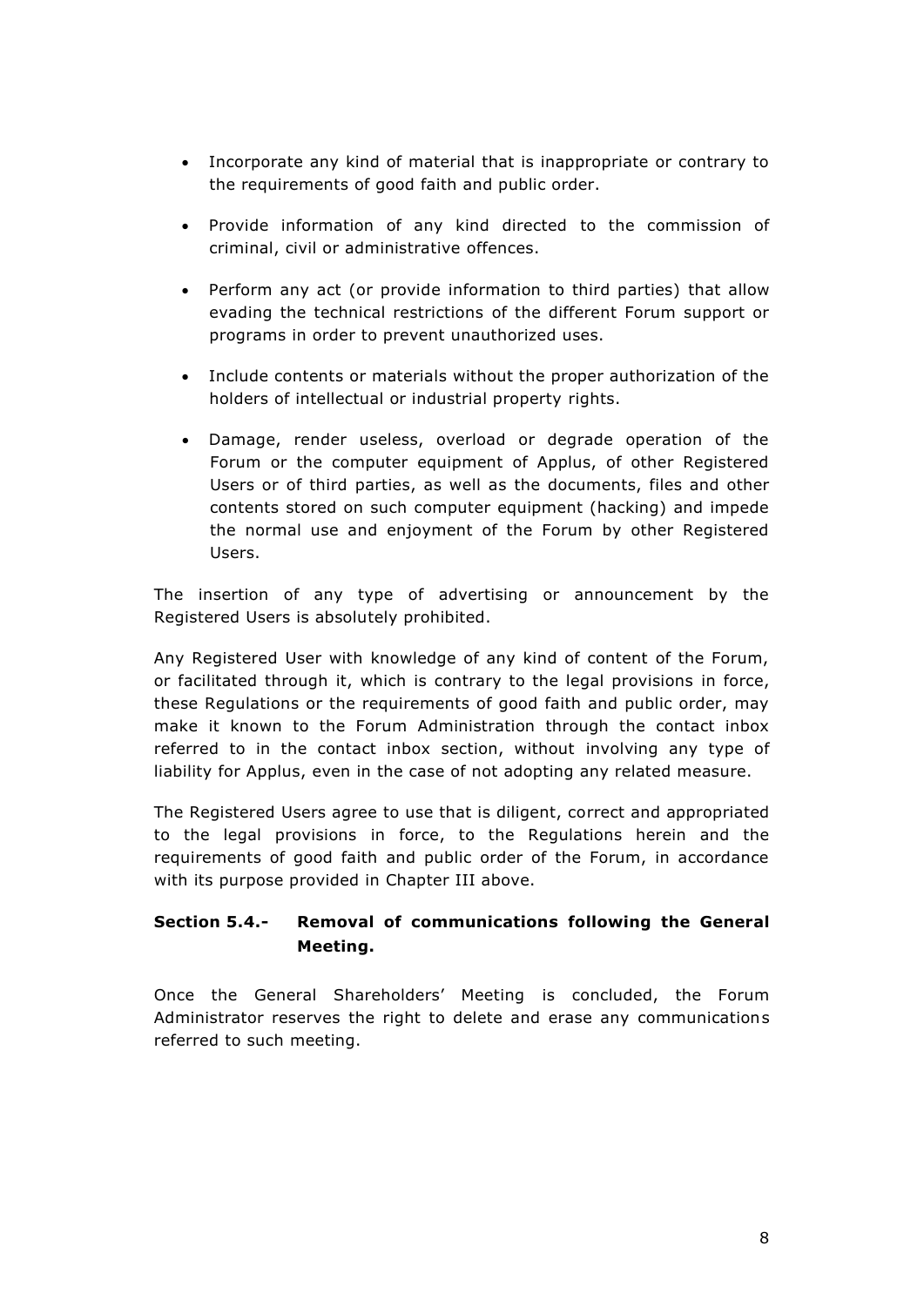- Incorporate any kind of material that is inappropriate or contrary to the requirements of good faith and public order.
- Provide information of any kind directed to the commission of criminal, civil or administrative offences.
- Perform any act (or provide information to third parties) that allow evading the technical restrictions of the different Forum support or programs in order to prevent unauthorized uses.
- Include contents or materials without the proper authorization of the holders of intellectual or industrial property rights.
- Damage, render useless, overload or degrade operation of the Forum or the computer equipment of Applus, of other Registered Users or of third parties, as well as the documents, files and other contents stored on such computer equipment (hacking) and impede the normal use and enjoyment of the Forum by other Registered Users.

The insertion of any type of advertising or announcement by the Registered Users is absolutely prohibited.

Any Registered User with knowledge of any kind of content of the Forum, or facilitated through it, which is contrary to the legal provisions in force, these Regulations or the requirements of good faith and public order, may make it known to the Forum Administration through the contact inbox referred to in the contact inbox section, without involving any type of liability for Applus, even in the case of not adopting any related measure.

The Registered Users agree to use that is diligent, correct and appropriated to the legal provisions in force, to the Regulations herein and the requirements of good faith and public order of the Forum, in accordance with its purpose provided in Chapter III above.

### Section 5.4.- Removal of communications following the General Meeting.

Once the General Shareholders' Meeting is concluded, the Forum Administrator reserves the right to delete and erase any communications referred to such meeting.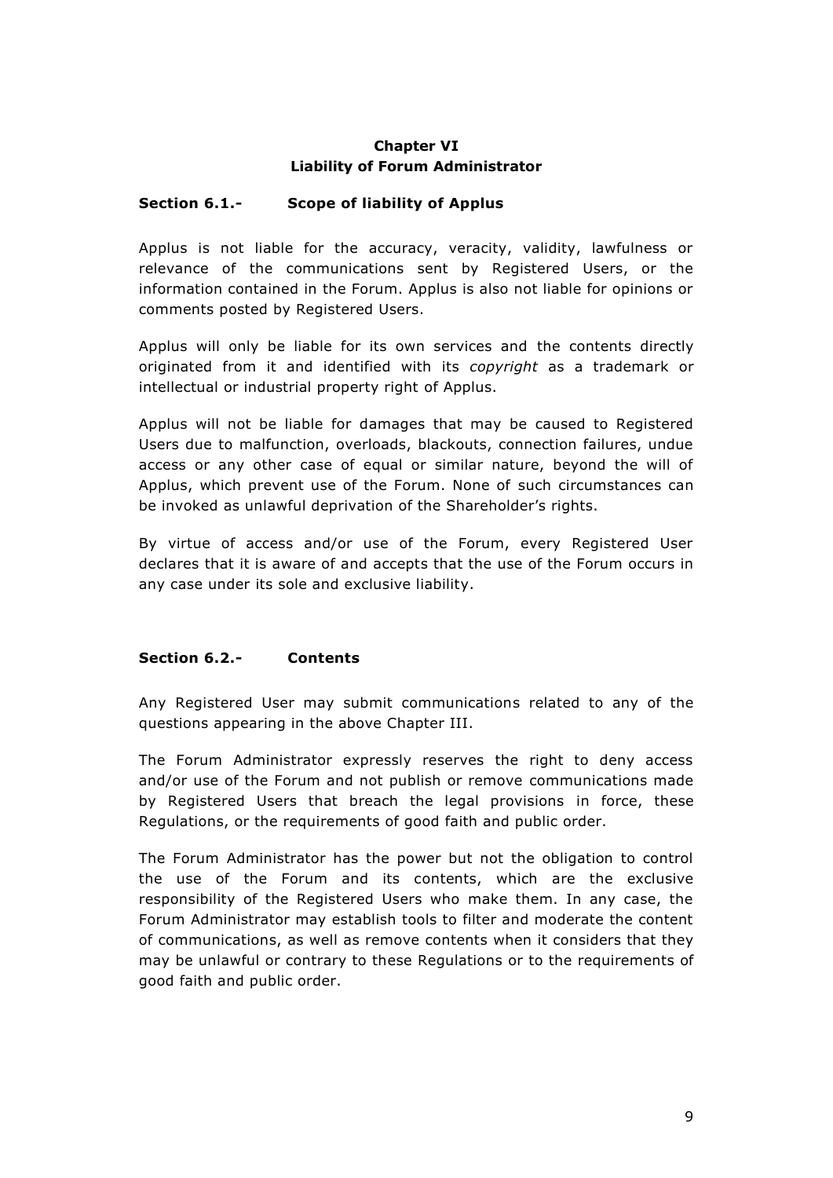## Chapter VI
## Liability of Forum Administrator

### Section 6.1.- Scope of liability of Applus

Applus is not liable for the accuracy, veracity, validity, lawfulness or relevance of the communications sent by Registered Users, or the information contained in the Forum. Applus is also not liable for opinions or comments posted by Registered Users.

Applus will only be liable for its own services and the contents directly originated from it and identified with its *copyright* as a trademark or intellectual or industrial property right of Applus.

Applus will not be liable for damages that may be caused to Registered Users due to malfunction, overloads, blackouts, connection failures, undue access or any other case of equal or similar nature, beyond the will of Applus, which prevent use of the Forum. None of such circumstances can be invoked as unlawful deprivation of the Shareholder's rights.

By virtue of access and/or use of the Forum, every Registered User declares that it is aware of and accepts that the use of the Forum occurs in any case under its sole and exclusive liability.

### Section 6.2.- Contents

Any Registered User may submit communications related to any of the questions appearing in the above Chapter III.

The Forum Administrator expressly reserves the right to deny access and/or use of the Forum and not publish or remove communications made by Registered Users that breach the legal provisions in force, these Regulations, or the requirements of good faith and public order.

The Forum Administrator has the power but not the obligation to control the use of the Forum and its contents, which are the exclusive responsibility of the Registered Users who make them. In any case, the Forum Administrator may establish tools to filter and moderate the content of communications, as well as remove contents when it considers that they may be unlawful or contrary to these Regulations or to the requirements of good faith and public order.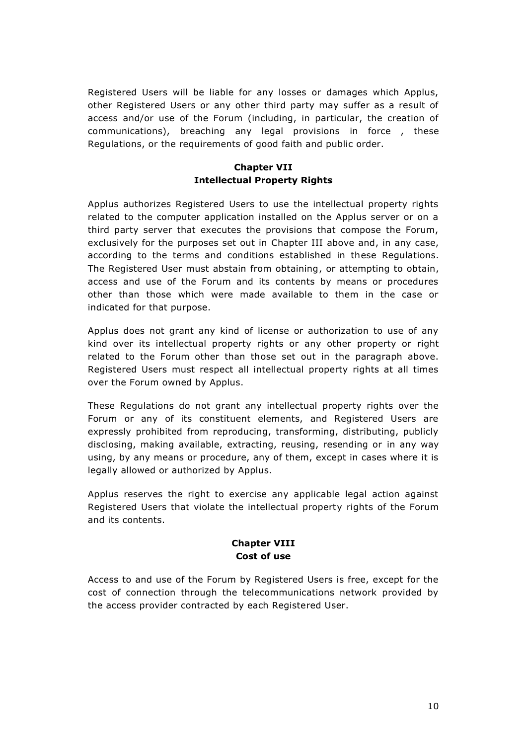Registered Users will be liable for any losses or damages which Applus, other Registered Users or any other third party may suffer as a result of access and/or use of the Forum (including, in particular, the creation of communications), breaching any legal provisions in force , these Regulations, or the requirements of good faith and public order.

## Chapter VII
## Intellectual Property Rights

Applus authorizes Registered Users to use the intellectual property rights related to the computer application installed on the Applus server or on a third party server that executes the provisions that compose the Forum, exclusively for the purposes set out in Chapter III above and, in any case, according to the terms and conditions established in these Regulations. The Registered User must abstain from obtaining, or attempting to obtain, access and use of the Forum and its contents by means or procedures other than those which were made available to them in the case or indicated for that purpose.

Applus does not grant any kind of license or authorization to use of any kind over its intellectual property rights or any other property or right related to the Forum other than those set out in the paragraph above. Registered Users must respect all intellectual property rights at all times over the Forum owned by Applus.

These Regulations do not grant any intellectual property rights over the Forum or any of its constituent elements, and Registered Users are expressly prohibited from reproducing, transforming, distributing, publicly disclosing, making available, extracting, reusing, resending or in any way using, by any means or procedure, any of them, except in cases where it is legally allowed or authorized by Applus.

Applus reserves the right to exercise any applicable legal action against Registered Users that violate the intellectual property rights of the Forum and its contents.

## Chapter VIII
## Cost of use

Access to and use of the Forum by Registered Users is free, except for the cost of connection through the telecommunications network provided by the access provider contracted by each Registered User.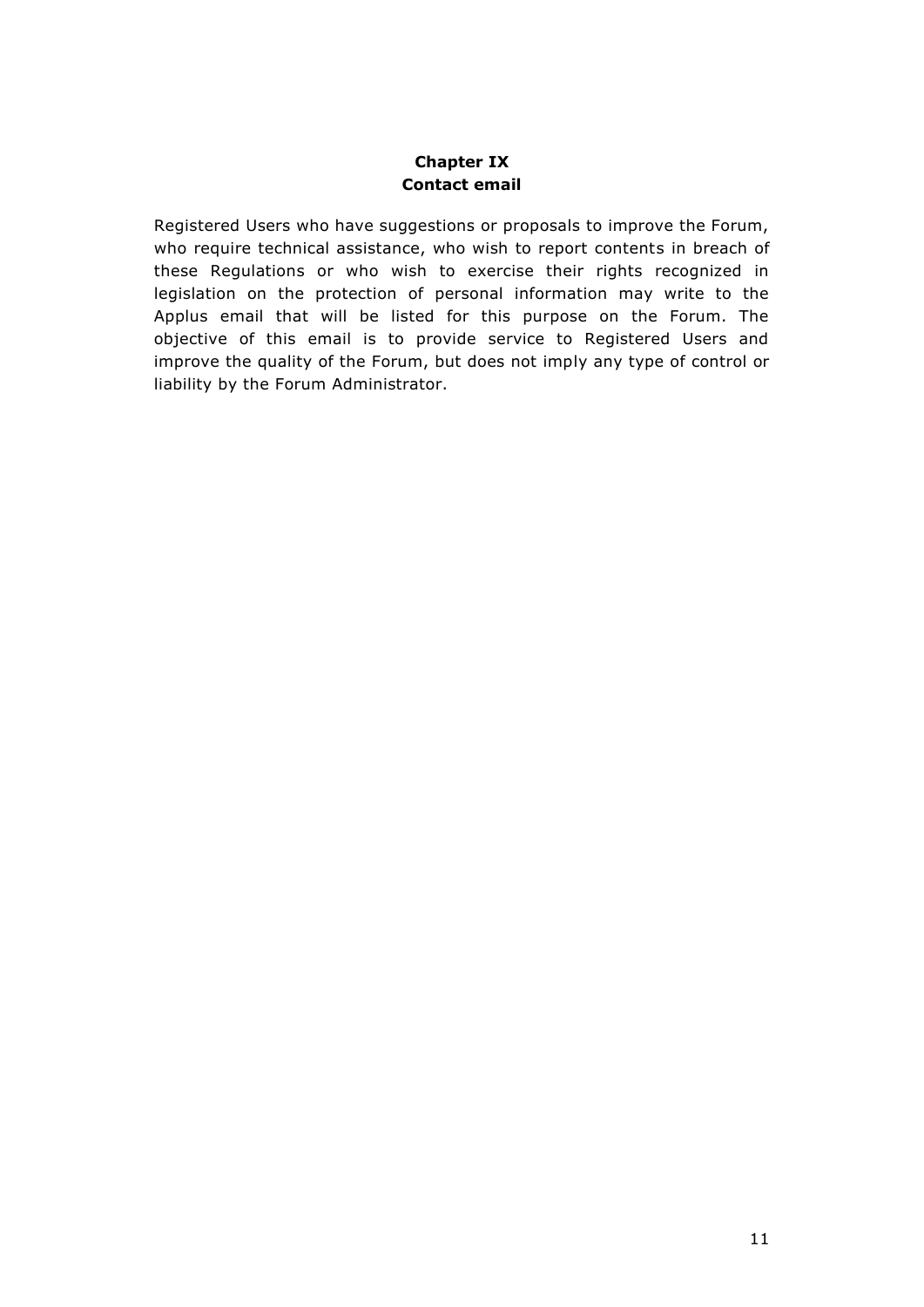## Chapter IX
## Contact email

Registered Users who have suggestions or proposals to improve the Forum, who require technical assistance, who wish to report contents in breach of these Regulations or who wish to exercise their rights recognized in legislation on the protection of personal information may write to the Applus email that will be listed for this purpose on the Forum. The objective of this email is to provide service to Registered Users and improve the quality of the Forum, but does not imply any type of control or liability by the Forum Administrator.